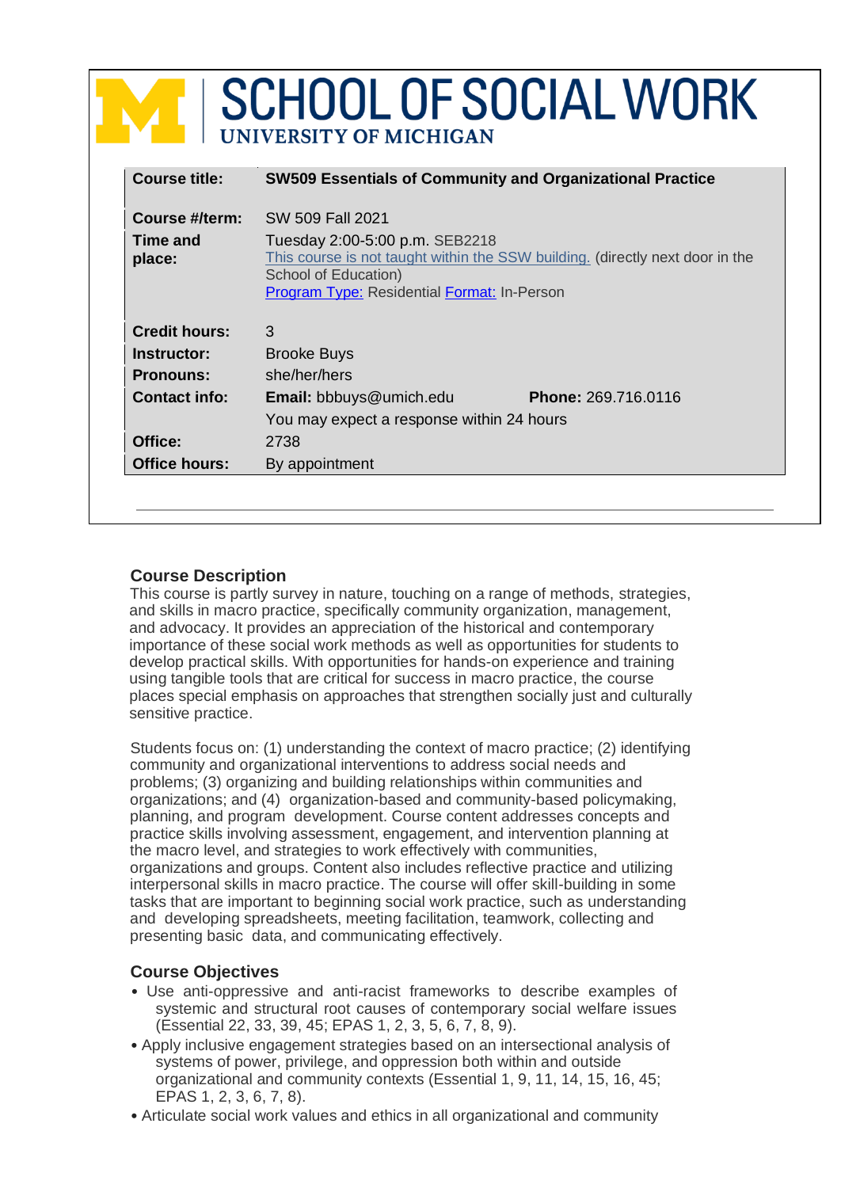# SCHOOL OF SOCIAL WORK
UNIVERSITY OF MICHIGAN

| | |
|---|---|
| **Course title:** | **SW509 Essentials of Community and Organizational Practice** |
| **Course #/term:** | SW 509 Fall 2021 |
| **Time and place:** | Tuesday 2:00-5:00 p.m. SEB2218<br>This course is not taught within the SSW building. (directly next door in the School of Education)<br>Program Type: Residential Format: In-Person |
| **Credit hours:** | 3 |
| **Instructor:** | Brooke Buys |
| **Pronouns:** | she/her/hers |
| **Contact info:** | **Email:** bbbuys@umich.edu **Phone:** 269.716.0116<br>You may expect a response within 24 hours |
| **Office:** | 2738 |
| **Office hours:** | By appointment |

### Course Description

This course is partly survey in nature, touching on a range of methods, strategies, and skills in macro practice, specifically community organization, management, and advocacy. It provides an appreciation of the historical and contemporary importance of these social work methods as well as opportunities for students to develop practical skills. With opportunities for hands-on experience and training using tangible tools that are critical for success in macro practice, the course places special emphasis on approaches that strengthen socially just and culturally sensitive practice.

Students focus on: (1) understanding the context of macro practice; (2) identifying community and organizational interventions to address social needs and problems; (3) organizing and building relationships within communities and organizations; and (4) organization-based and community-based policymaking, planning, and program development. Course content addresses concepts and practice skills involving assessment, engagement, and intervention planning at the macro level, and strategies to work effectively with communities, organizations and groups. Content also includes reflective practice and utilizing interpersonal skills in macro practice. The course will offer skill-building in some tasks that are important to beginning social work practice, such as understanding and developing spreadsheets, meeting facilitation, teamwork, collecting and presenting basic data, and communicating effectively.

### Course Objectives

- Use anti-oppressive and anti-racist frameworks to describe examples of systemic and structural root causes of contemporary social welfare issues (Essential 22, 33, 39, 45; EPAS 1, 2, 3, 5, 6, 7, 8, 9).
- Apply inclusive engagement strategies based on an intersectional analysis of systems of power, privilege, and oppression both within and outside organizational and community contexts (Essential 1, 9, 11, 14, 15, 16, 45; EPAS 1, 2, 3, 6, 7, 8).
- Articulate social work values and ethics in all organizational and community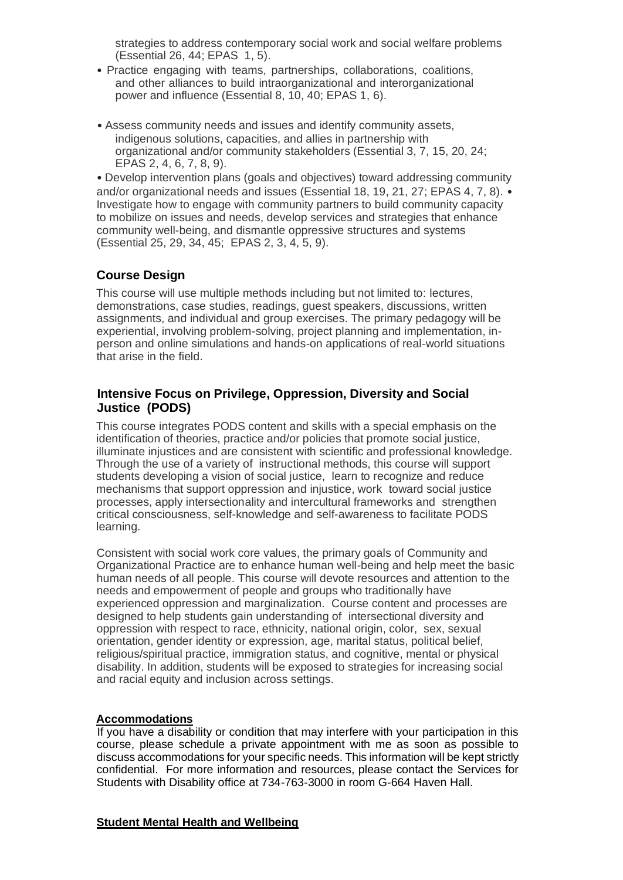strategies to address contemporary social work and social welfare problems (Essential 26, 44; EPAS 1, 5).

- Practice engaging with teams, partnerships, collaborations, coalitions, and other alliances to build intraorganizational and interorganizational power and influence (Essential 8, 10, 40; EPAS 1, 6).
- Assess community needs and issues and identify community assets, indigenous solutions, capacities, and allies in partnership with organizational and/or community stakeholders (Essential 3, 7, 15, 20, 24; EPAS 2, 4, 6, 7, 8, 9).
- Develop intervention plans (goals and objectives) toward addressing community and/or organizational needs and issues (Essential 18, 19, 21, 27; EPAS 4, 7, 8).
- Investigate how to engage with community partners to build community capacity to mobilize on issues and needs, develop services and strategies that enhance community well-being, and dismantle oppressive structures and systems (Essential 25, 29, 34, 45; EPAS 2, 3, 4, 5, 9).

## Course Design

This course will use multiple methods including but not limited to: lectures, demonstrations, case studies, readings, guest speakers, discussions, written assignments, and individual and group exercises. The primary pedagogy will be experiential, involving problem-solving, project planning and implementation, in-person and online simulations and hands-on applications of real-world situations that arise in the field.

## Intensive Focus on Privilege, Oppression, Diversity and Social Justice (PODS)

This course integrates PODS content and skills with a special emphasis on the identification of theories, practice and/or policies that promote social justice, illuminate injustices and are consistent with scientific and professional knowledge. Through the use of a variety of instructional methods, this course will support students developing a vision of social justice, learn to recognize and reduce mechanisms that support oppression and injustice, work toward social justice processes, apply intersectionality and intercultural frameworks and strengthen critical consciousness, self-knowledge and self-awareness to facilitate PODS learning.

Consistent with social work core values, the primary goals of Community and Organizational Practice are to enhance human well-being and help meet the basic human needs of all people. This course will devote resources and attention to the needs and empowerment of people and groups who traditionally have experienced oppression and marginalization. Course content and processes are designed to help students gain understanding of intersectional diversity and oppression with respect to race, ethnicity, national origin, color, sex, sexual orientation, gender identity or expression, age, marital status, political belief, religious/spiritual practice, immigration status, and cognitive, mental or physical disability. In addition, students will be exposed to strategies for increasing social and racial equity and inclusion across settings.

**Accommodations**

If you have a disability or condition that may interfere with your participation in this course, please schedule a private appointment with me as soon as possible to discuss accommodations for your specific needs. This information will be kept strictly confidential. For more information and resources, please contact the Services for Students with Disability office at 734-763-3000 in room G-664 Haven Hall.

**Student Mental Health and Wellbeing**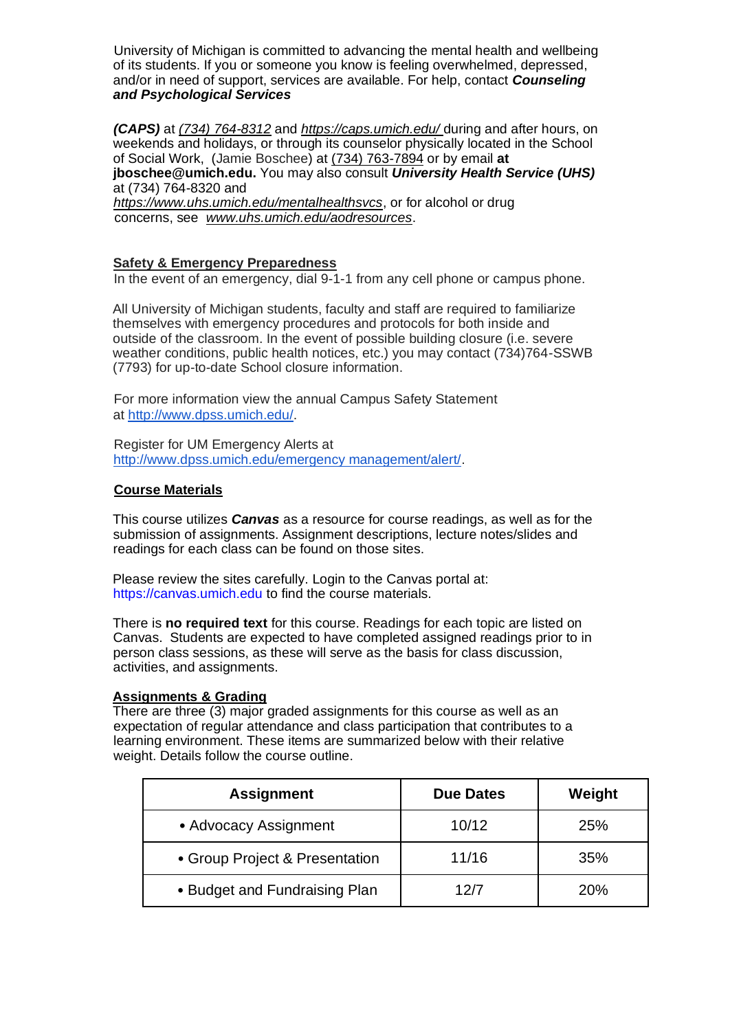University of Michigan is committed to advancing the mental health and wellbeing of its students. If you or someone you know is feeling overwhelmed, depressed, and/or in need of support, services are available. For help, contact ***Counseling and Psychological Services***

***(CAPS)*** at *(734) 764-8312* and *https://caps.umich.edu/* during and after hours, on weekends and holidays, or through its counselor physically located in the School of Social Work, (Jamie Boschee) at (734) 763-7894 or by email **at jboschee@umich.edu.** You may also consult ***University Health Service (UHS)*** at (734) 764-8320 and *https://www.uhs.umich.edu/mentalhealthsvcs*, or for alcohol or drug concerns, see *www.uhs.umich.edu/aodresources*.

## Safety & Emergency Preparedness

In the event of an emergency, dial 9-1-1 from any cell phone or campus phone.

All University of Michigan students, faculty and staff are required to familiarize themselves with emergency procedures and protocols for both inside and outside of the classroom. In the event of possible building closure (i.e. severe weather conditions, public health notices, etc.) you may contact (734)764-SSWB (7793) for up-to-date School closure information.

For more information view the annual Campus Safety Statement at http://www.dpss.umich.edu/.

Register for UM Emergency Alerts at http://www.dpss.umich.edu/emergency management/alert/.

## Course Materials

This course utilizes ***Canvas*** as a resource for course readings, as well as for the submission of assignments. Assignment descriptions, lecture notes/slides and readings for each class can be found on those sites.

Please review the sites carefully. Login to the Canvas portal at: https://canvas.umich.edu to find the course materials.

There is **no required text** for this course. Readings for each topic are listed on Canvas. Students are expected to have completed assigned readings prior to in person class sessions, as these will serve as the basis for class discussion, activities, and assignments.

## Assignments & Grading

There are three (3) major graded assignments for this course as well as an expectation of regular attendance and class participation that contributes to a learning environment. These items are summarized below with their relative weight. Details follow the course outline.

| Assignment | Due Dates | Weight |
|---|---|---|
| • Advocacy Assignment | 10/12 | 25% |
| • Group Project & Presentation | 11/16 | 35% |
| • Budget and Fundraising Plan | 12/7 | 20% |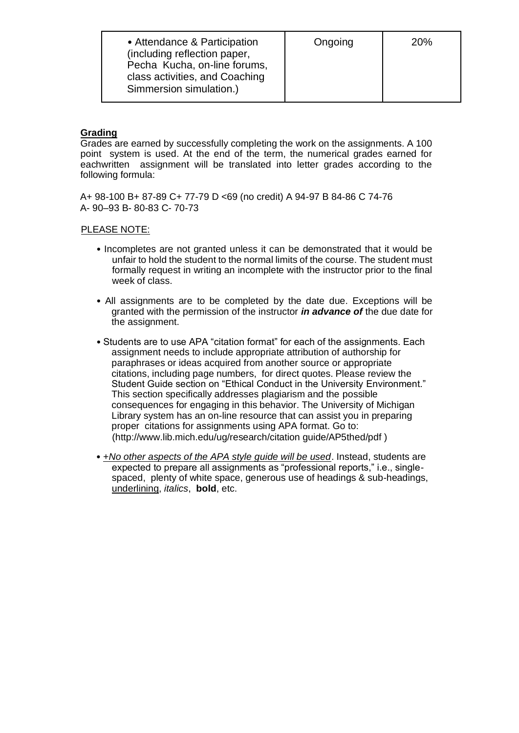| • Attendance & Participation (including reflection paper, Pecha Kucha, on-line forums, class activities, and Coaching Simmersion simulation.) | Ongoing | 20% |
|---|---|---|

**Grading**

Grades are earned by successfully completing the work on the assignments. A 100 point system is used. At the end of the term, the numerical grades earned for eachwritten assignment will be translated into letter grades according to the following formula:

A+ 98-100 B+ 87-89 C+ 77-79 D <69 (no credit) A 94-97 B 84-86 C 74-76
A- 90–93 B- 80-83 C- 70-73

PLEASE NOTE:

- Incompletes are not granted unless it can be demonstrated that it would be unfair to hold the student to the normal limits of the course. The student must formally request in writing an incomplete with the instructor prior to the final week of class.
- All assignments are to be completed by the date due. Exceptions will be granted with the permission of the instructor ***in advance of*** the due date for the assignment.
- Students are to use APA "citation format" for each of the assignments. Each assignment needs to include appropriate attribution of authorship for paraphrases or ideas acquired from another source or appropriate citations, including page numbers, for direct quotes. Please review the Student Guide section on "Ethical Conduct in the University Environment." This section specifically addresses plagiarism and the possible consequences for engaging in this behavior. The University of Michigan Library system has an on-line resource that can assist you in preparing proper citations for assignments using APA format. Go to: (http://www.lib.mich.edu/ug/research/citation guide/AP5thed/pdf )
- +*No other aspects of the APA style guide will be used*. Instead, students are expected to prepare all assignments as "professional reports," i.e., single-spaced, plenty of white space, generous use of headings & sub-headings, underlining, *italics*, **bold**, etc.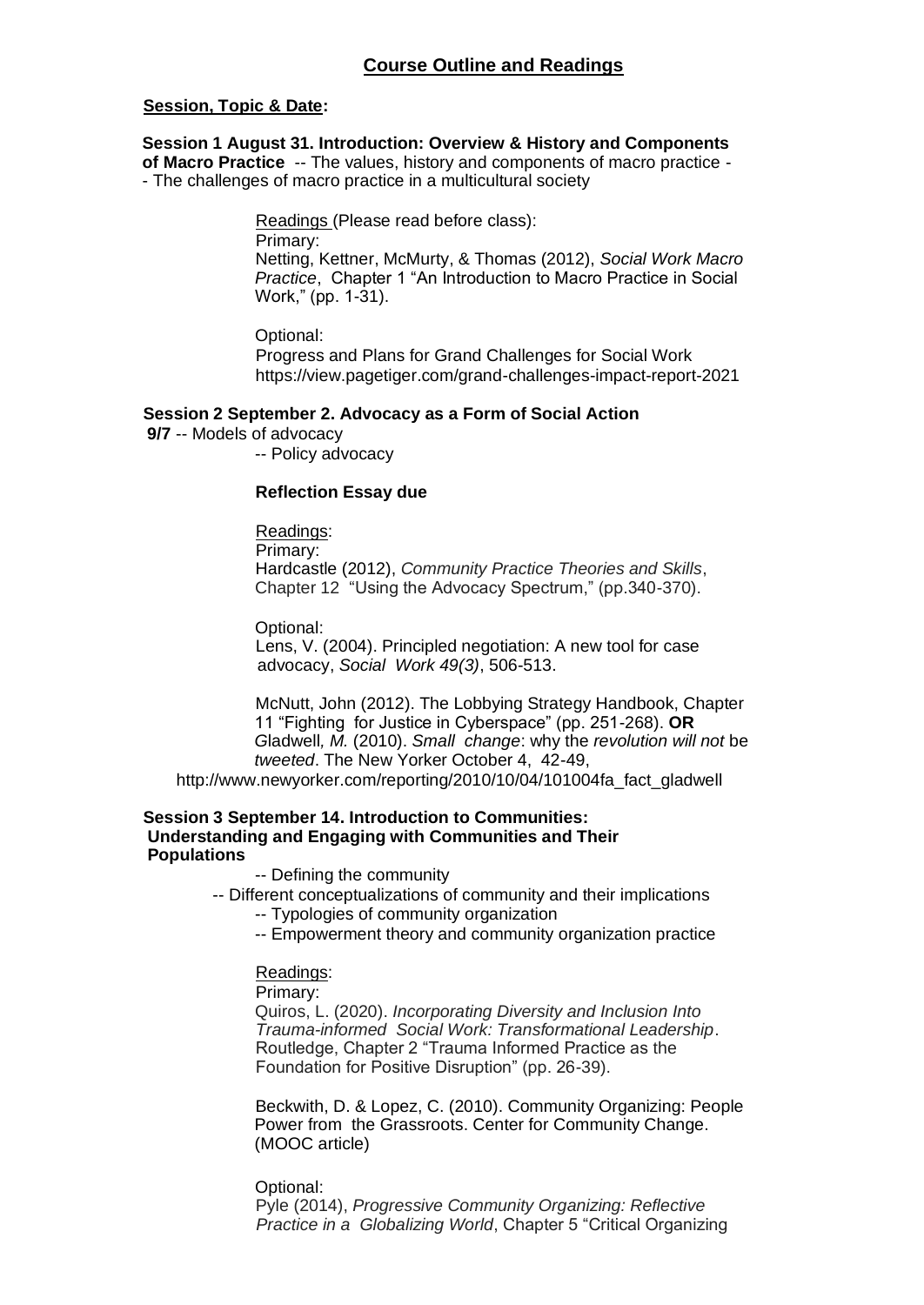## Course Outline and Readings

**Session, Topic & Date:**

**Session 1 August 31. Introduction: Overview & History and Components of Macro Practice** -- The values, history and components of macro practice -- The challenges of macro practice in a multicultural society

Readings (Please read before class):
Primary:
Netting, Kettner, McMurty, & Thomas (2012), *Social Work Macro Practice*, Chapter 1 "An Introduction to Macro Practice in Social Work," (pp. 1-31).

Optional:
Progress and Plans for Grand Challenges for Social Work
https://view.pagetiger.com/grand-challenges-impact-report-2021

**Session 2 September 2. Advocacy as a Form of Social Action**
**9/7** -- Models of advocacy
-- Policy advocacy

**Reflection Essay due**

Readings:
Primary:
Hardcastle (2012), *Community Practice Theories and Skills*, Chapter 12 "Using the Advocacy Spectrum," (pp.340-370).

Optional:
Lens, V. (2004). Principled negotiation: A new tool for case advocacy, *Social Work 49(3)*, 506-513.

McNutt, John (2012). The Lobbying Strategy Handbook, Chapter 11 "Fighting for Justice in Cyberspace" (pp. 251-268). **OR**
Gladwell*, M.* (2010). *Small change*: why the *revolution will not* be *tweeted*. The New Yorker October 4, 42-49,
http://www.newyorker.com/reporting/2010/10/04/101004fa_fact_gladwell

**Session 3 September 14. Introduction to Communities: Understanding and Engaging with Communities and Their Populations**

-- Defining the community
-- Different conceptualizations of community and their implications
-- Typologies of community organization
-- Empowerment theory and community organization practice

Readings:
Primary:
Quiros, L. (2020). *Incorporating Diversity and Inclusion Into Trauma-informed Social Work: Transformational Leadership*. Routledge, Chapter 2 "Trauma Informed Practice as the Foundation for Positive Disruption" (pp. 26-39).

Beckwith, D. & Lopez, C. (2010). Community Organizing: People Power from the Grassroots. Center for Community Change. (MOOC article)

Optional:
Pyle (2014), *Progressive Community Organizing: Reflective Practice in a Globalizing World*, Chapter 5 "Critical Organizing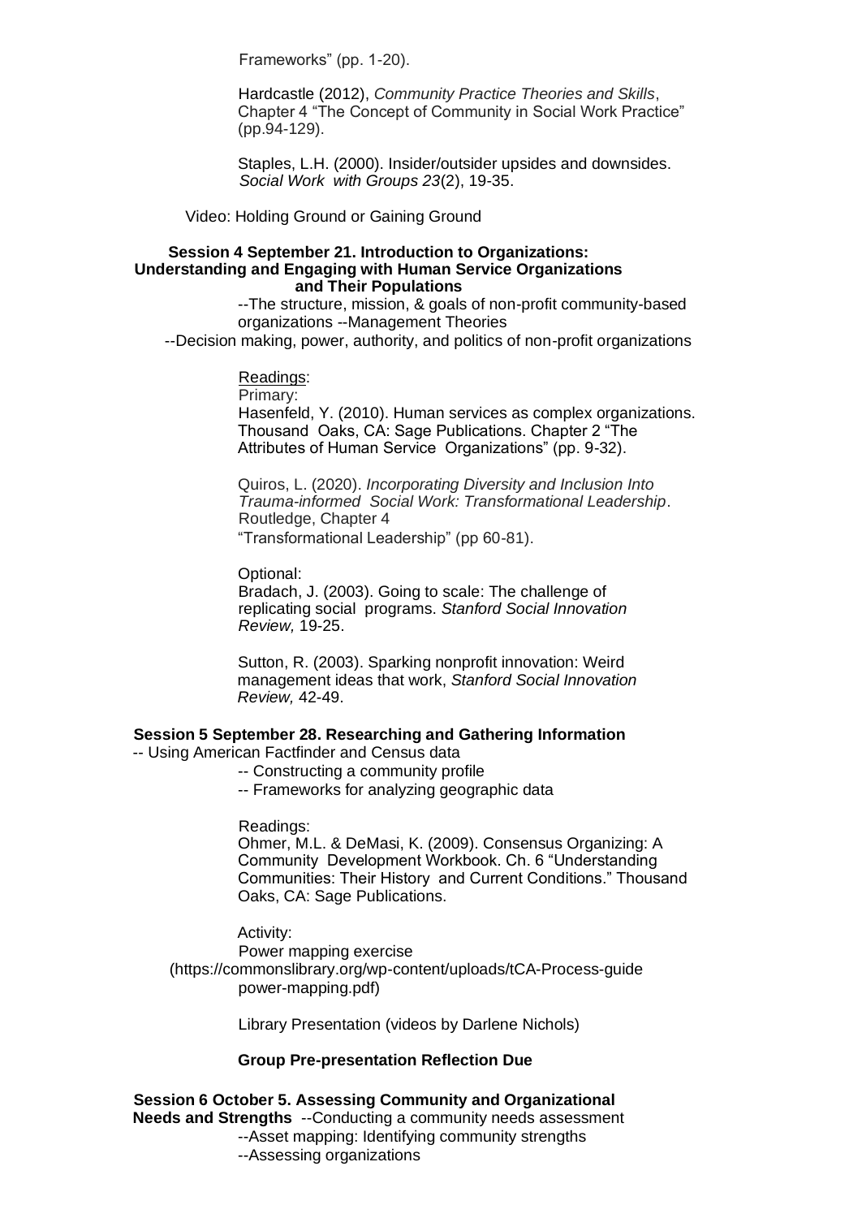Frameworks" (pp. 1-20).

Hardcastle (2012), *Community Practice Theories and Skills*, Chapter 4 "The Concept of Community in Social Work Practice" (pp.94-129).

Staples, L.H. (2000). Insider/outsider upsides and downsides. *Social Work with Groups 23*(2), 19-35.

Video: Holding Ground or Gaining Ground

**Session 4 September 21. Introduction to Organizations: Understanding and Engaging with Human Service Organizations and Their Populations**

--The structure, mission, & goals of non-profit community-based organizations --Management Theories

--Decision making, power, authority, and politics of non-profit organizations

Readings:

Primary:

Hasenfeld, Y. (2010). Human services as complex organizations. Thousand Oaks, CA: Sage Publications. Chapter 2 "The Attributes of Human Service Organizations" (pp. 9-32).

Quiros, L. (2020). *Incorporating Diversity and Inclusion Into Trauma-informed Social Work: Transformational Leadership*. Routledge, Chapter 4 "Transformational Leadership" (pp 60-81).

Optional:

Bradach, J. (2003). Going to scale: The challenge of replicating social programs. *Stanford Social Innovation Review,* 19-25.

Sutton, R. (2003). Sparking nonprofit innovation: Weird management ideas that work, *Stanford Social Innovation Review,* 42-49.

**Session 5 September 28. Researching and Gathering Information**

-- Using American Factfinder and Census data

-- Constructing a community profile

-- Frameworks for analyzing geographic data

Readings:

Ohmer, M.L. & DeMasi, K. (2009). Consensus Organizing: A Community Development Workbook. Ch. 6 "Understanding Communities: Their History and Current Conditions." Thousand Oaks, CA: Sage Publications.

Activity:

Power mapping exercise (https://commonslibrary.org/wp-content/uploads/tCA-Process-guide power-mapping.pdf)

Library Presentation (videos by Darlene Nichols)

**Group Pre-presentation Reflection Due**

**Session 6 October 5. Assessing Community and Organizational Needs and Strengths** --Conducting a community needs assessment

--Asset mapping: Identifying community strengths

--Assessing organizations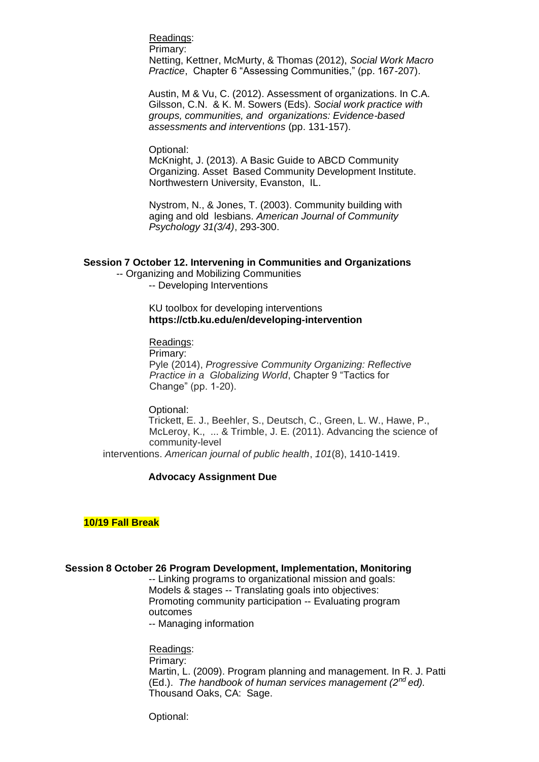Readings:

Primary:

Netting, Kettner, McMurty, & Thomas (2012), *Social Work Macro Practice*, Chapter 6 "Assessing Communities," (pp. 167-207).

Austin, M & Vu, C. (2012). Assessment of organizations. In C.A. Gilsson, C.N. & K. M. Sowers (Eds). *Social work practice with groups, communities, and organizations: Evidence-based assessments and interventions* (pp. 131-157).

Optional:

McKnight, J. (2013). A Basic Guide to ABCD Community Organizing. Asset Based Community Development Institute. Northwestern University, Evanston, IL.

Nystrom, N., & Jones, T. (2003). Community building with aging and old lesbians. *American Journal of Community Psychology 31(3/4)*, 293-300.

**Session 7 October 12. Intervening in Communities and Organizations**

-- Organizing and Mobilizing Communities

-- Developing Interventions

KU toolbox for developing interventions
**https://ctb.ku.edu/en/developing-intervention**

Readings:

Primary:

Pyle (2014), *Progressive Community Organizing: Reflective Practice in a Globalizing World*, Chapter 9 "Tactics for Change" (pp. 1-20).

Optional:

Trickett, E. J., Beehler, S., Deutsch, C., Green, L. W., Hawe, P., McLeroy, K., ... & Trimble, J. E. (2011). Advancing the science of community-level interventions. *American journal of public health*, *101*(8), 1410-1419.

**Advocacy Assignment Due**

**10/19 Fall Break**

**Session 8 October 26 Program Development, Implementation, Monitoring**

-- Linking programs to organizational mission and goals: Models & stages -- Translating goals into objectives: Promoting community participation -- Evaluating program outcomes

-- Managing information

Readings:

Primary:

Martin, L. (2009). Program planning and management. In R. J. Patti (Ed.). *The handbook of human services management (2nd ed).* Thousand Oaks, CA: Sage.

Optional: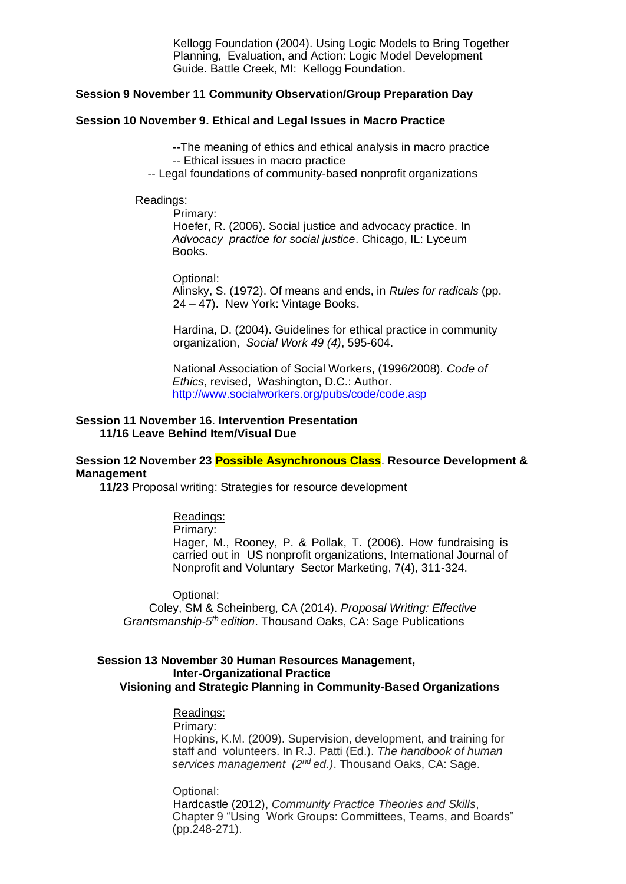Kellogg Foundation (2004). Using Logic Models to Bring Together Planning, Evaluation, and Action: Logic Model Development Guide. Battle Creek, MI: Kellogg Foundation.

**Session 9 November 11 Community Observation/Group Preparation Day**

**Session 10 November 9. Ethical and Legal Issues in Macro Practice**

--The meaning of ethics and ethical analysis in macro practice
-- Ethical issues in macro practice
-- Legal foundations of community-based nonprofit organizations

Readings:

Primary:
Hoefer, R. (2006). Social justice and advocacy practice. In *Advocacy practice for social justice*. Chicago, IL: Lyceum Books.

Optional:
Alinsky, S. (1972). Of means and ends, in *Rules for radicals* (pp. 24 – 47). New York: Vintage Books.

Hardina, D. (2004). Guidelines for ethical practice in community organization, *Social Work 49 (4)*, 595-604.

National Association of Social Workers, (1996/2008). *Code of Ethics*, revised, Washington, D.C.: Author. http://www.socialworkers.org/pubs/code/code.asp

**Session 11 November 16**. **Intervention Presentation**
**11/16 Leave Behind Item/Visual Due**

**Session 12 November 23 Possible Asynchronous Class**. **Resource Development & Management**
**11/23** Proposal writing: Strategies for resource development

Readings:
Primary:
Hager, M., Rooney, P. & Pollak, T. (2006). How fundraising is carried out in US nonprofit organizations, International Journal of Nonprofit and Voluntary Sector Marketing, 7(4), 311-324.

Optional:
Coley, SM & Scheinberg, CA (2014). *Proposal Writing: Effective Grantsmanship-5th edition*. Thousand Oaks, CA: Sage Publications

**Session 13 November 30 Human Resources Management,**
**Inter-Organizational Practice**
**Visioning and Strategic Planning in Community-Based Organizations**

Readings:
Primary:
Hopkins, K.M. (2009). Supervision, development, and training for staff and volunteers. In R.J. Patti (Ed.). *The handbook of human services management (2nd ed.)*. Thousand Oaks, CA: Sage.

Optional:
Hardcastle (2012), *Community Practice Theories and Skills*, Chapter 9 "Using Work Groups: Committees, Teams, and Boards" (pp.248-271).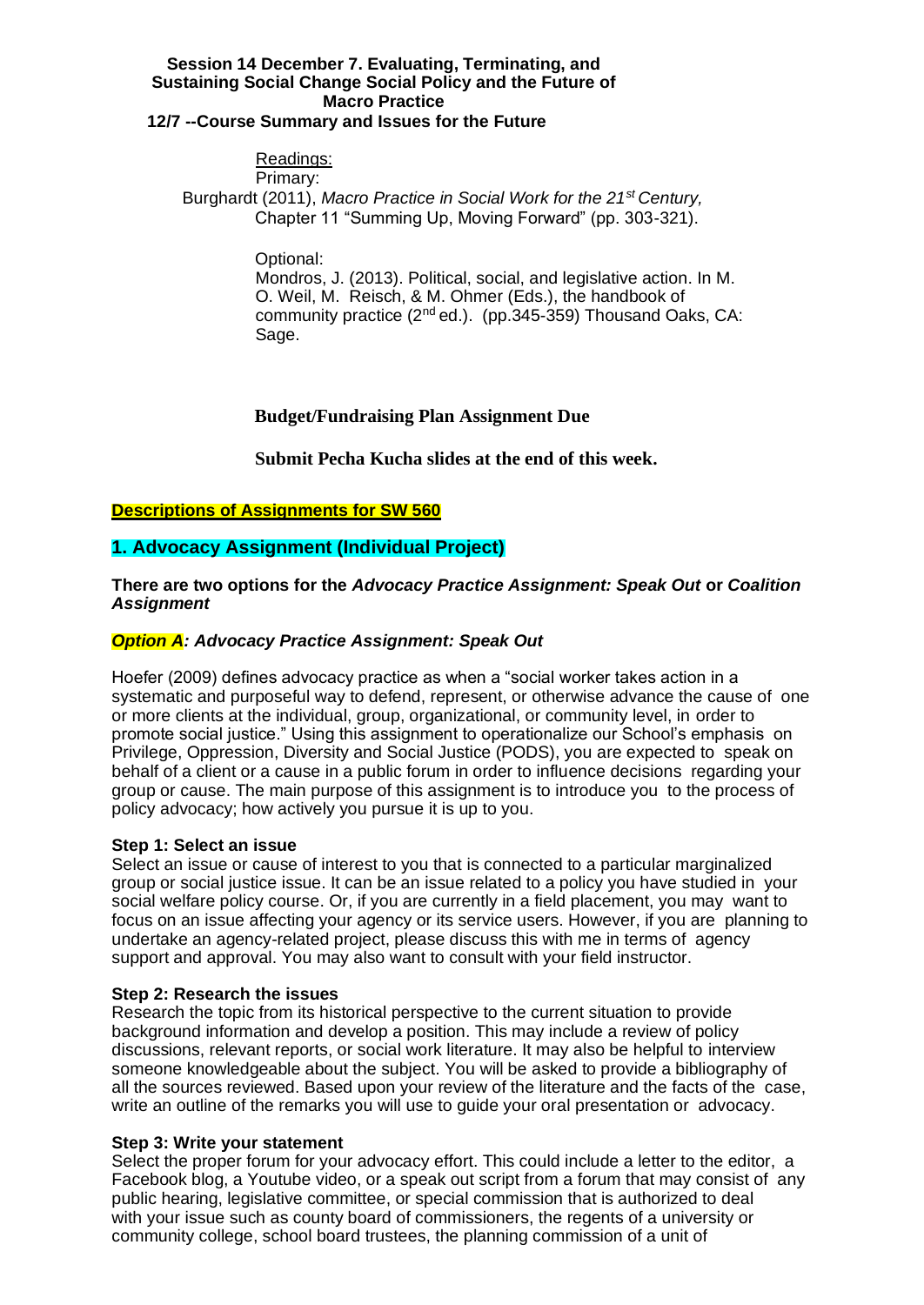**Session 14 December 7. Evaluating, Terminating, and Sustaining Social Change Social Policy and the Future of Macro Practice**

**12/7 --Course Summary and Issues for the Future**

Readings:

Primary:

Burghardt (2011), *Macro Practice in Social Work for the 21st Century,* Chapter 11 "Summing Up, Moving Forward" (pp. 303-321).

Optional:

Mondros, J. (2013). Political, social, and legislative action. In M. O. Weil, M. Reisch, & M. Ohmer (Eds.), the handbook of community practice (2nd ed.). (pp.345-359) Thousand Oaks, CA: Sage.

**Budget/Fundraising Plan Assignment Due**

**Submit Pecha Kucha slides at the end of this week.**

## Descriptions of Assignments for SW 560

## 1. Advocacy Assignment (Individual Project)

**There are two options for the *Advocacy Practice Assignment: Speak Out* or *Coalition Assignment***

### *Option A: Advocacy Practice Assignment: Speak Out*

Hoefer (2009) defines advocacy practice as when a "social worker takes action in a systematic and purposeful way to defend, represent, or otherwise advance the cause of one or more clients at the individual, group, organizational, or community level, in order to promote social justice." Using this assignment to operationalize our School's emphasis on Privilege, Oppression, Diversity and Social Justice (PODS), you are expected to speak on behalf of a client or a cause in a public forum in order to influence decisions regarding your group or cause. The main purpose of this assignment is to introduce you to the process of policy advocacy; how actively you pursue it is up to you.

**Step 1: Select an issue**

Select an issue or cause of interest to you that is connected to a particular marginalized group or social justice issue. It can be an issue related to a policy you have studied in your social welfare policy course. Or, if you are currently in a field placement, you may want to focus on an issue affecting your agency or its service users. However, if you are planning to undertake an agency-related project, please discuss this with me in terms of agency support and approval. You may also want to consult with your field instructor.

**Step 2: Research the issues**

Research the topic from its historical perspective to the current situation to provide background information and develop a position. This may include a review of policy discussions, relevant reports, or social work literature. It may also be helpful to interview someone knowledgeable about the subject. You will be asked to provide a bibliography of all the sources reviewed. Based upon your review of the literature and the facts of the case, write an outline of the remarks you will use to guide your oral presentation or advocacy.

**Step 3: Write your statement**

Select the proper forum for your advocacy effort. This could include a letter to the editor, a Facebook blog, a Youtube video, or a speak out script from a forum that may consist of any public hearing, legislative committee, or special commission that is authorized to deal with your issue such as county board of commissioners, the regents of a university or community college, school board trustees, the planning commission of a unit of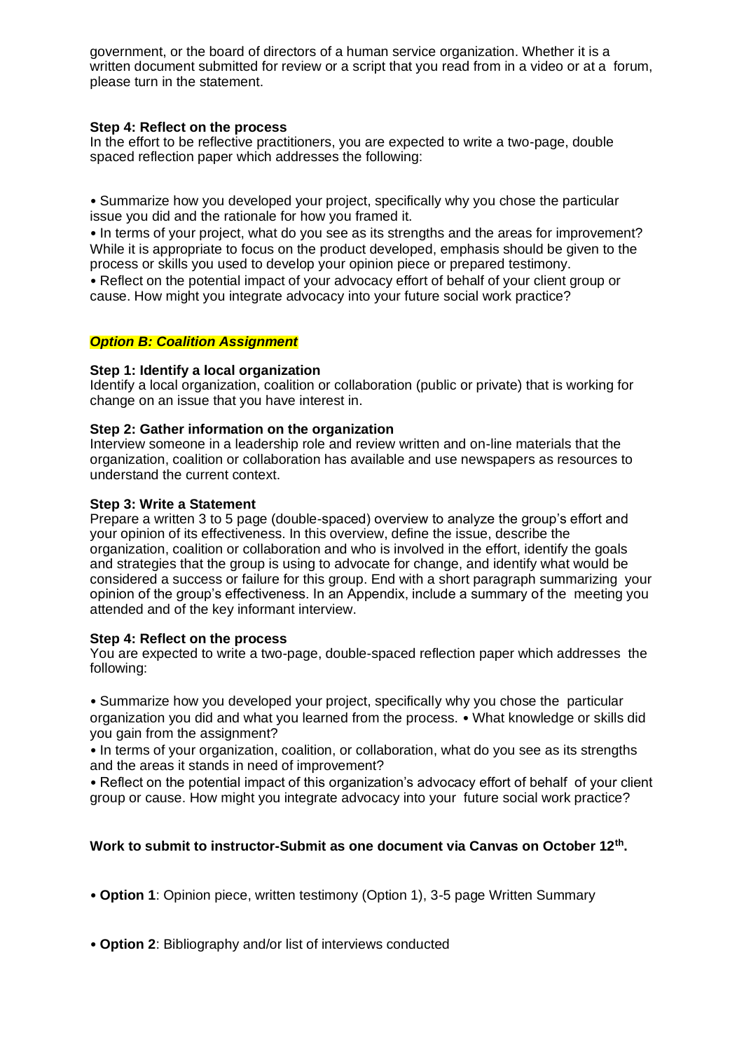government, or the board of directors of a human service organization. Whether it is a written document submitted for review or a script that you read from in a video or at a forum, please turn in the statement.

**Step 4: Reflect on the process**
In the effort to be reflective practitioners, you are expected to write a two-page, double spaced reflection paper which addresses the following:

• Summarize how you developed your project, specifically why you chose the particular issue you did and the rationale for how you framed it.
• In terms of your project, what do you see as its strengths and the areas for improvement? While it is appropriate to focus on the product developed, emphasis should be given to the process or skills you used to develop your opinion piece or prepared testimony.
• Reflect on the potential impact of your advocacy effort of behalf of your client group or cause. How might you integrate advocacy into your future social work practice?

***Option B: Coalition Assignment***

**Step 1: Identify a local organization**
Identify a local organization, coalition or collaboration (public or private) that is working for change on an issue that you have interest in.

**Step 2: Gather information on the organization**
Interview someone in a leadership role and review written and on-line materials that the organization, coalition or collaboration has available and use newspapers as resources to understand the current context.

**Step 3: Write a Statement**
Prepare a written 3 to 5 page (double-spaced) overview to analyze the group's effort and your opinion of its effectiveness. In this overview, define the issue, describe the organization, coalition or collaboration and who is involved in the effort, identify the goals and strategies that the group is using to advocate for change, and identify what would be considered a success or failure for this group. End with a short paragraph summarizing your opinion of the group's effectiveness. In an Appendix, include a summary of the meeting you attended and of the key informant interview.

**Step 4: Reflect on the process**
You are expected to write a two-page, double-spaced reflection paper which addresses the following:

• Summarize how you developed your project, specifically why you chose the particular organization you did and what you learned from the process. • What knowledge or skills did you gain from the assignment?
• In terms of your organization, coalition, or collaboration, what do you see as its strengths and the areas it stands in need of improvement?
• Reflect on the potential impact of this organization's advocacy effort of behalf of your client group or cause. How might you integrate advocacy into your future social work practice?

**Work to submit to instructor-Submit as one document via Canvas on October 12th.**

• **Option 1**: Opinion piece, written testimony (Option 1), 3-5 page Written Summary

• **Option 2**: Bibliography and/or list of interviews conducted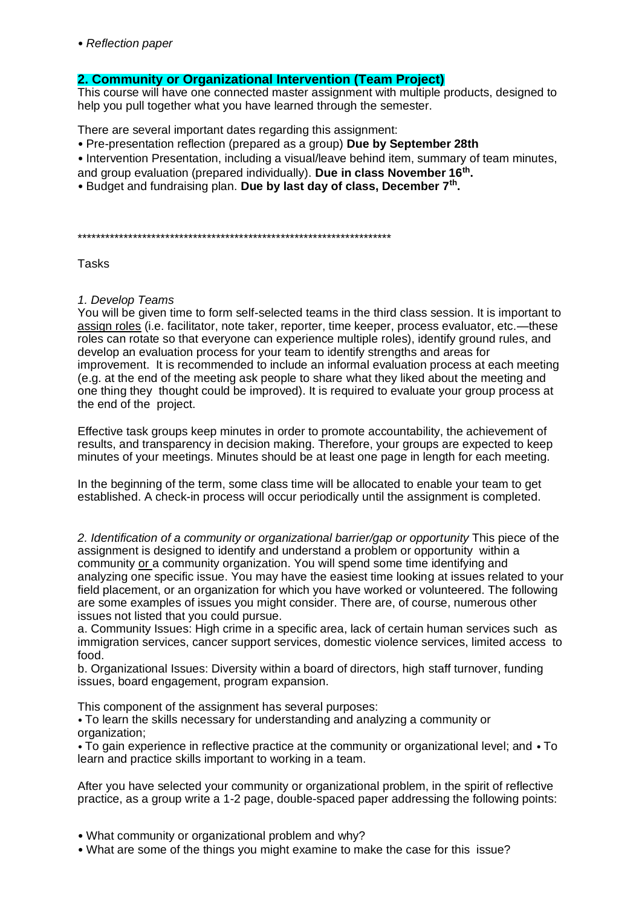• *Reflection paper*

## 2. Community or Organizational Intervention (Team Project)

This course will have one connected master assignment with multiple products, designed to help you pull together what you have learned through the semester.

There are several important dates regarding this assignment:

- Pre-presentation reflection (prepared as a group) **Due by September 28th**
- Intervention Presentation, including a visual/leave behind item, summary of team minutes, and group evaluation (prepared individually). **Due in class November 16th.**
- Budget and fundraising plan. **Due by last day of class, December 7th.**

*********************************************************************

Tasks

*1. Develop Teams*

You will be given time to form self-selected teams in the third class session. It is important to <u>assign roles</u> (i.e. facilitator, note taker, reporter, time keeper, process evaluator, etc.—these roles can rotate so that everyone can experience multiple roles), identify ground rules, and develop an evaluation process for your team to identify strengths and areas for improvement. It is recommended to include an informal evaluation process at each meeting (e.g. at the end of the meeting ask people to share what they liked about the meeting and one thing they thought could be improved). It is required to evaluate your group process at the end of the project.

Effective task groups keep minutes in order to promote accountability, the achievement of results, and transparency in decision making. Therefore, your groups are expected to keep minutes of your meetings. Minutes should be at least one page in length for each meeting.

In the beginning of the term, some class time will be allocated to enable your team to get established. A check-in process will occur periodically until the assignment is completed.

*2. Identification of a community or organizational barrier/gap or opportunity* This piece of the assignment is designed to identify and understand a problem or opportunity within a community <u>or</u> a community organization. You will spend some time identifying and analyzing <u>one</u> specific issue. You may have the easiest time looking at issues related to your field placement, or an organization for which you have worked or volunteered. The following are some examples of issues you might consider. There are, of course, numerous other issues not listed that you could pursue.

a. Community Issues: High crime in a specific area, lack of certain human services such as immigration services, cancer support services, domestic violence services, limited access to food.

b. Organizational Issues: Diversity within a board of directors, high staff turnover, funding issues, board engagement, program expansion.

This component of the assignment has several purposes:

- To learn the skills necessary for understanding and analyzing a community or organization;
- To gain experience in reflective practice at the community or organizational level; and
- To learn and practice skills important to working in a team.

After you have selected your community or organizational problem, in the spirit of reflective practice, as a group write a 1-2 page, double-spaced paper addressing the following points:

- What community or organizational problem and why?
- What are some of the things you might examine to make the case for this issue?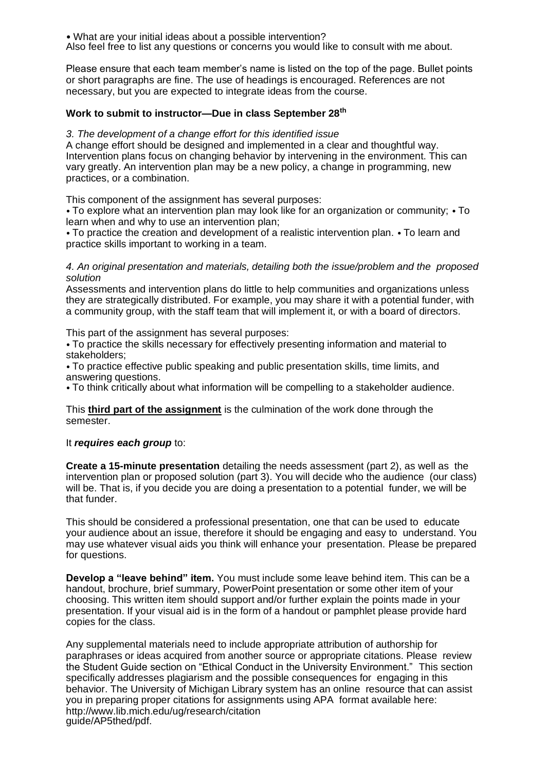- What are your initial ideas about a possible intervention?

Also feel free to list any questions or concerns you would like to consult with me about.

Please ensure that each team member's name is listed on the top of the page. Bullet points or short paragraphs are fine. The use of headings is encouraged. References are not necessary, but you are expected to integrate ideas from the course.

**Work to submit to instructor—Due in class September 28th**

*3. The development of a change effort for this identified issue*

A change effort should be designed and implemented in a clear and thoughtful way. Intervention plans focus on changing behavior by intervening in the environment. This can vary greatly. An intervention plan may be a new policy, a change in programming, new practices, or a combination.

This component of the assignment has several purposes:

- To explore what an intervention plan may look like for an organization or community;
- To learn when and why to use an intervention plan;
- To practice the creation and development of a realistic intervention plan.
- To learn and practice skills important to working in a team.

*4. An original presentation and materials, detailing both the issue/problem and the proposed solution*

Assessments and intervention plans do little to help communities and organizations unless they are strategically distributed. For example, you may share it with a potential funder, with a community group, with the staff team that will implement it, or with a board of directors.

This part of the assignment has several purposes:

- To practice the skills necessary for effectively presenting information and material to stakeholders;
- To practice effective public speaking and public presentation skills, time limits, and answering questions.
- To think critically about what information will be compelling to a stakeholder audience.

This **third part of the assignment** is the culmination of the work done through the semester.

It ***requires each group*** to:

**Create a 15-minute presentation** detailing the needs assessment (part 2), as well as the intervention plan or proposed solution (part 3). You will decide who the audience (our class) will be. That is, if you decide you are doing a presentation to a potential funder, we will be that funder.

This should be considered a professional presentation, one that can be used to educate your audience about an issue, therefore it should be engaging and easy to understand. You may use whatever visual aids you think will enhance your presentation. Please be prepared for questions.

**Develop a "leave behind" item.** You must include some leave behind item. This can be a handout, brochure, brief summary, PowerPoint presentation or some other item of your choosing. This written item should support and/or further explain the points made in your presentation. If your visual aid is in the form of a handout or pamphlet please provide hard copies for the class.

Any supplemental materials need to include appropriate attribution of authorship for paraphrases or ideas acquired from another source or appropriate citations. Please review the Student Guide section on "Ethical Conduct in the University Environment." This section specifically addresses plagiarism and the possible consequences for engaging in this behavior. The University of Michigan Library system has an online resource that can assist you in preparing proper citations for assignments using APA format available here: http://www.lib.mich.edu/ug/research/citation guide/AP5thed/pdf.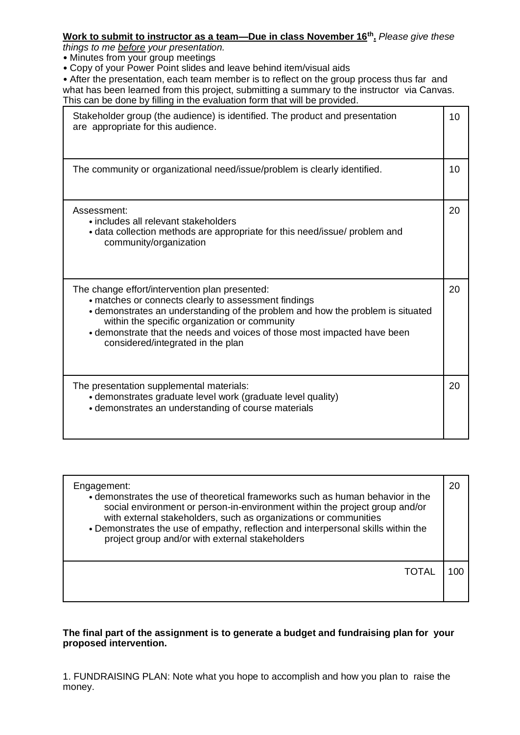**<u>Work to submit to instructor as a team—Due in class November 16th</u>.** *Please give these things to me <u>before</u> your presentation.*

- Minutes from your group meetings
- Copy of your Power Point slides and leave behind item/visual aids
- After the presentation, each team member is to reflect on the group process thus far and what has been learned from this project, submitting a summary to the instructor via Canvas. This can be done by filling in the evaluation form that will be provided.

| Criteria | Points |
|---|---|
| Stakeholder group (the audience) is identified. The product and presentation are appropriate for this audience. | 10 |
| The community or organizational need/issue/problem is clearly identified. | 10 |
| Assessment:<br>• includes all relevant stakeholders<br>• data collection methods are appropriate for this need/issue/ problem and community/organization | 20 |
| The change effort/intervention plan presented:<br>• matches or connects clearly to assessment findings<br>• demonstrates an understanding of the problem and how the problem is situated within the specific organization or community<br>• demonstrate that the needs and voices of those most impacted have been considered/integrated in the plan | 20 |
| The presentation supplemental materials:<br>• demonstrates graduate level work (graduate level quality)<br>• demonstrates an understanding of course materials | 20 |
| Engagement:<br>• demonstrates the use of theoretical frameworks such as human behavior in the social environment or person-in-environment within the project group and/or with external stakeholders, such as organizations or communities<br>• Demonstrates the use of empathy, reflection and interpersonal skills within the project group and/or with external stakeholders | 20 |
| TOTAL | 100 |

**The final part of the assignment is to generate a budget and fundraising plan for your proposed intervention.**

1. FUNDRAISING PLAN: Note what you hope to accomplish and how you plan to raise the money.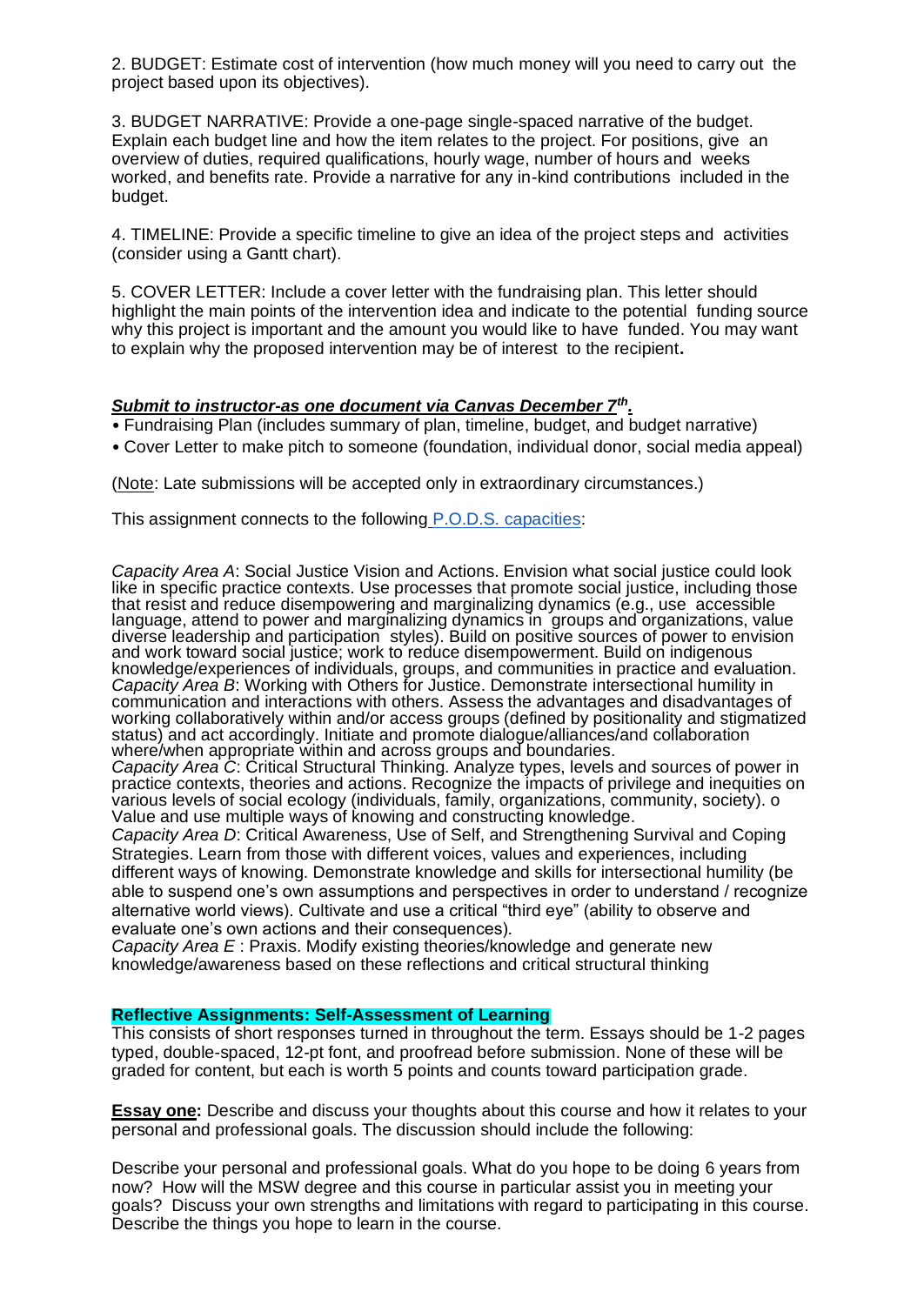2. BUDGET: Estimate cost of intervention (how much money will you need to carry out the project based upon its objectives).

3. BUDGET NARRATIVE: Provide a one-page single-spaced narrative of the budget. Explain each budget line and how the item relates to the project. For positions, give an overview of duties, required qualifications, hourly wage, number of hours and weeks worked, and benefits rate. Provide a narrative for any in-kind contributions included in the budget.

4. TIMELINE: Provide a specific timeline to give an idea of the project steps and activities (consider using a Gantt chart).

5. COVER LETTER: Include a cover letter with the fundraising plan. This letter should highlight the main points of the intervention idea and indicate to the potential funding source why this project is important and the amount you would like to have funded. You may want to explain why the proposed intervention may be of interest to the recipient**.**

***Submit to instructor-as one document via Canvas December 7th.***

- Fundraising Plan (includes summary of plan, timeline, budget, and budget narrative)
- Cover Letter to make pitch to someone (foundation, individual donor, social media appeal)

(Note: Late submissions will be accepted only in extraordinary circumstances.)

This assignment connects to the following P.O.D.S. capacities:

*Capacity Area A*: Social Justice Vision and Actions. Envision what social justice could look like in specific practice contexts. Use processes that promote social justice, including those that resist and reduce disempowering and marginalizing dynamics (e.g., use accessible language, attend to power and marginalizing dynamics in groups and organizations, value diverse leadership and participation styles). Build on positive sources of power to envision and work toward social justice; work to reduce disempowerment. Build on indigenous knowledge/experiences of individuals, groups, and communities in practice and evaluation.
*Capacity Area B*: Working with Others for Justice. Demonstrate intersectional humility in communication and interactions with others. Assess the advantages and disadvantages of working collaboratively within and/or access groups (defined by positionality and stigmatized status) and act accordingly. Initiate and promote dialogue/alliances/and collaboration where/when appropriate within and across groups and boundaries.
*Capacity Area C*: Critical Structural Thinking. Analyze types, levels and sources of power in practice contexts, theories and actions. Recognize the impacts of privilege and inequities on various levels of social ecology (individuals, family, organizations, community, society). o Value and use multiple ways of knowing and constructing knowledge.
*Capacity Area D*: Critical Awareness, Use of Self, and Strengthening Survival and Coping Strategies. Learn from those with different voices, values and experiences, including different ways of knowing. Demonstrate knowledge and skills for intersectional humility (be able to suspend one's own assumptions and perspectives in order to understand / recognize alternative world views). Cultivate and use a critical "third eye" (ability to observe and evaluate one's own actions and their consequences).
*Capacity Area E* : Praxis. Modify existing theories/knowledge and generate new knowledge/awareness based on these reflections and critical structural thinking

**Reflective Assignments: Self-Assessment of Learning**

This consists of short responses turned in throughout the term. Essays should be 1-2 pages typed, double-spaced, 12-pt font, and proofread before submission. None of these will be graded for content, but each is worth 5 points and counts toward participation grade.

**Essay one:** Describe and discuss your thoughts about this course and how it relates to your personal and professional goals. The discussion should include the following:

Describe your personal and professional goals. What do you hope to be doing 6 years from now? How will the MSW degree and this course in particular assist you in meeting your goals? Discuss your own strengths and limitations with regard to participating in this course. Describe the things you hope to learn in the course.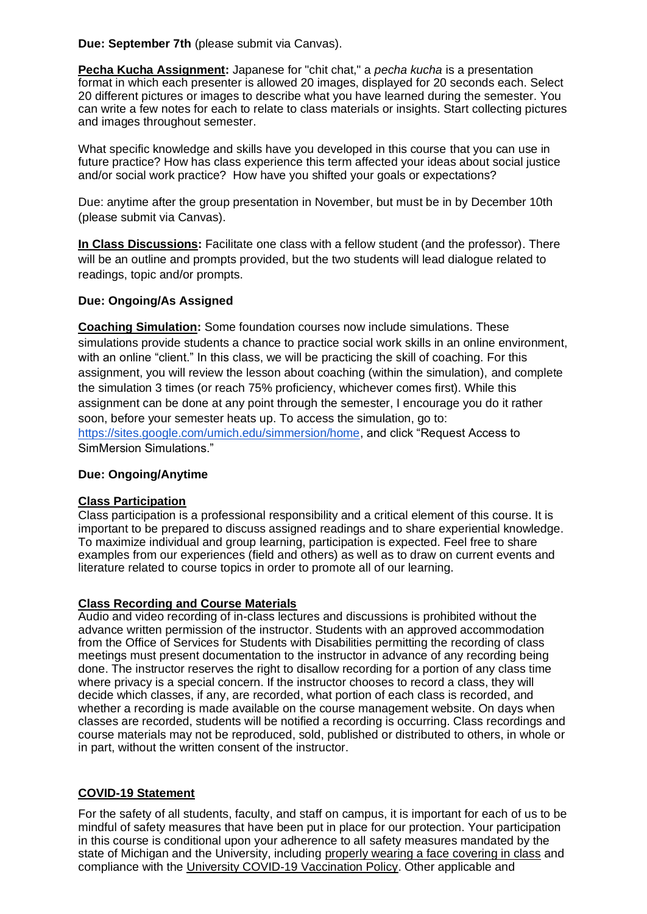**Due: September 7th** (please submit via Canvas).

**Pecha Kucha Assignment:** Japanese for "chit chat," a *pecha kucha* is a presentation format in which each presenter is allowed 20 images, displayed for 20 seconds each. Select 20 different pictures or images to describe what you have learned during the semester. You can write a few notes for each to relate to class materials or insights. Start collecting pictures and images throughout semester.

What specific knowledge and skills have you developed in this course that you can use in future practice? How has class experience this term affected your ideas about social justice and/or social work practice? How have you shifted your goals or expectations?

Due: anytime after the group presentation in November, but must be in by December 10th (please submit via Canvas).

**In Class Discussions:** Facilitate one class with a fellow student (and the professor). There will be an outline and prompts provided, but the two students will lead dialogue related to readings, topic and/or prompts.

**Due: Ongoing/As Assigned**

**Coaching Simulation:** Some foundation courses now include simulations. These simulations provide students a chance to practice social work skills in an online environment, with an online "client." In this class, we will be practicing the skill of coaching. For this assignment, you will review the lesson about coaching (within the simulation), and complete the simulation 3 times (or reach 75% proficiency, whichever comes first). While this assignment can be done at any point through the semester, I encourage you do it rather soon, before your semester heats up. To access the simulation, go to: https://sites.google.com/umich.edu/simmersion/home, and click "Request Access to SimMersion Simulations."

**Due: Ongoing/Anytime**

**Class Participation**

Class participation is a professional responsibility and a critical element of this course. It is important to be prepared to discuss assigned readings and to share experiential knowledge. To maximize individual and group learning, participation is expected. Feel free to share examples from our experiences (field and others) as well as to draw on current events and literature related to course topics in order to promote all of our learning.

**Class Recording and Course Materials**

Audio and video recording of in-class lectures and discussions is prohibited without the advance written permission of the instructor. Students with an approved accommodation from the Office of Services for Students with Disabilities permitting the recording of class meetings must present documentation to the instructor in advance of any recording being done. The instructor reserves the right to disallow recording for a portion of any class time where privacy is a special concern. If the instructor chooses to record a class, they will decide which classes, if any, are recorded, what portion of each class is recorded, and whether a recording is made available on the course management website. On days when classes are recorded, students will be notified a recording is occurring. Class recordings and course materials may not be reproduced, sold, published or distributed to others, in whole or in part, without the written consent of the instructor.

**COVID-19 Statement**

For the safety of all students, faculty, and staff on campus, it is important for each of us to be mindful of safety measures that have been put in place for our protection. Your participation in this course is conditional upon your adherence to all safety measures mandated by the state of Michigan and the University, including properly wearing a face covering in class and compliance with the University COVID-19 Vaccination Policy. Other applicable and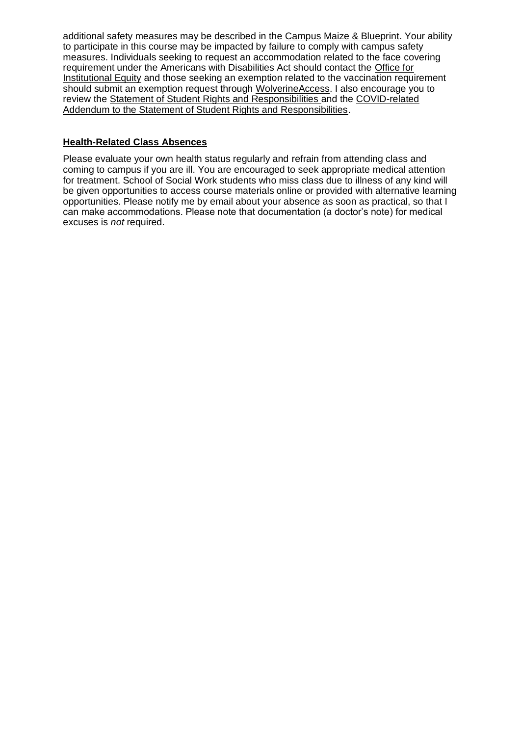additional safety measures may be described in the Campus Maize & Blueprint. Your ability to participate in this course may be impacted by failure to comply with campus safety measures. Individuals seeking to request an accommodation related to the face covering requirement under the Americans with Disabilities Act should contact the Office for Institutional Equity and those seeking an exemption related to the vaccination requirement should submit an exemption request through WolverineAccess. I also encourage you to review the Statement of Student Rights and Responsibilities and the COVID-related Addendum to the Statement of Student Rights and Responsibilities.

## Health-Related Class Absences

Please evaluate your own health status regularly and refrain from attending class and coming to campus if you are ill. You are encouraged to seek appropriate medical attention for treatment. School of Social Work students who miss class due to illness of any kind will be given opportunities to access course materials online or provided with alternative learning opportunities. Please notify me by email about your absence as soon as practical, so that I can make accommodations. Please note that documentation (a doctor's note) for medical excuses is *not* required.